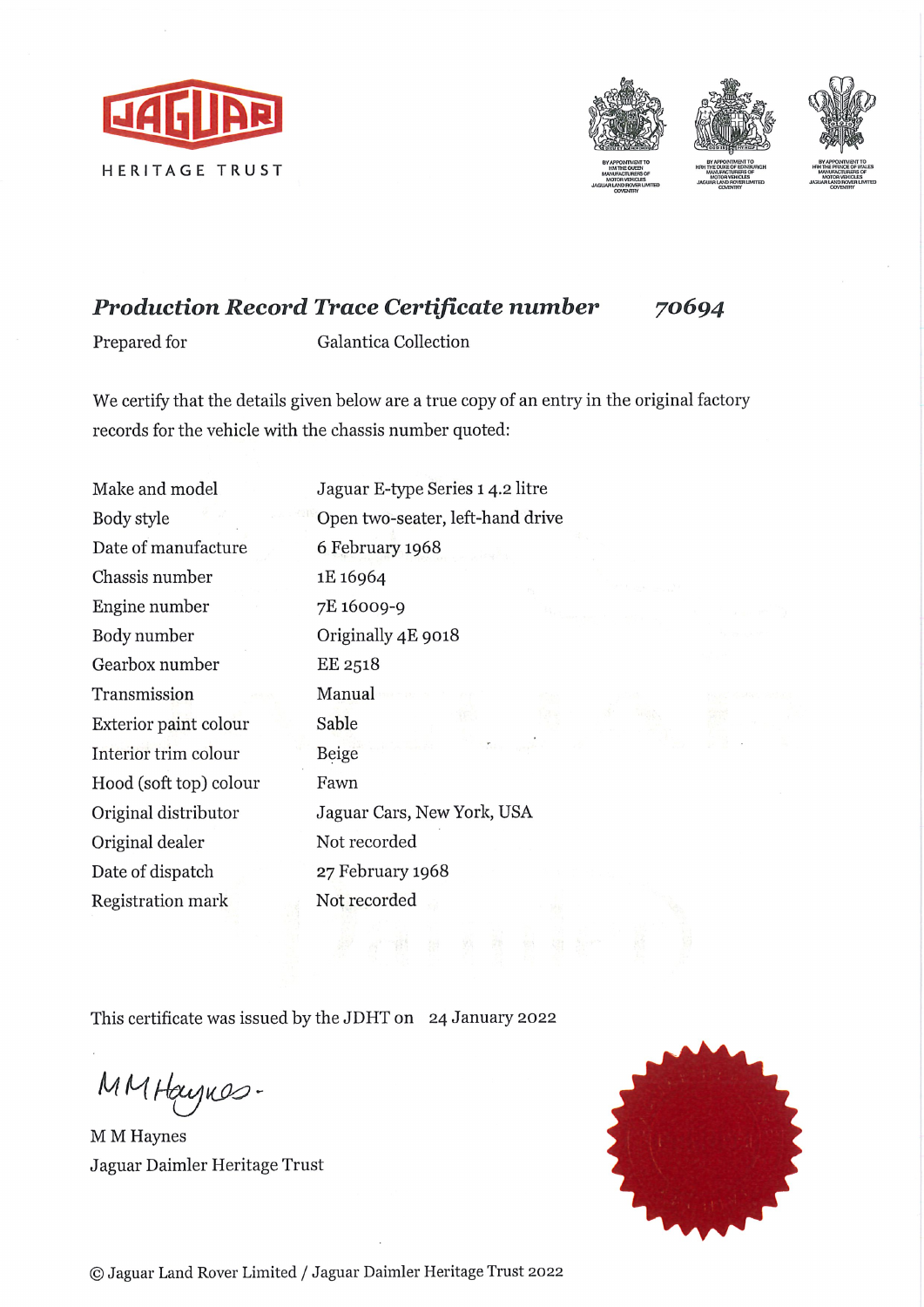JAGUAR

HERITAGE TRUST

BY APPOINTMENT TO HM THE QUEEN MANUFACTURERS OF MOTOR VEHICLES JAGUAR LAND ROVER LIMITED COVENTRY

BY APPOINTMENT TO HRH THE DUKE OF EDINBURGH MANUFACTURERS OF MOTOR VEHICLES JAGUAR LAND ROVER LIMITED COVENTRY

BY APPOINTMENT TO HRH THE PRINCE OF WALES MANUFACTURERS OF MOTOR VEHICLES JAGUAR LAND ROVER LIMITED COVENTRY

## *Production Record Trace Certificate number* *70694*

Prepared for Galantica Collection

We certify that the details given below are a true copy of an entry in the original factory records for the vehicle with the chassis number quoted:

| | |
|---|---|
| Make and model | Jaguar E-type Series 1 4.2 litre |
| Body style | Open two-seater, left-hand drive |
| Date of manufacture | 6 February 1968 |
| Chassis number | 1E 16964 |
| Engine number | 7E 16009-9 |
| Body number | Originally 4E 9018 |
| Gearbox number | EE 2518 |
| Transmission | Manual |
| Exterior paint colour | Sable |
| Interior trim colour | Beige |
| Hood (soft top) colour | Fawn |
| Original distributor | Jaguar Cars, New York, USA |
| Original dealer | Not recorded |
| Date of dispatch | 27 February 1968 |
| Registration mark | Not recorded |

This certificate was issued by the JDHT on 24 January 2022

M M Haynes

M M Haynes
Jaguar Daimler Heritage Trust

© Jaguar Land Rover Limited / Jaguar Daimler Heritage Trust 2022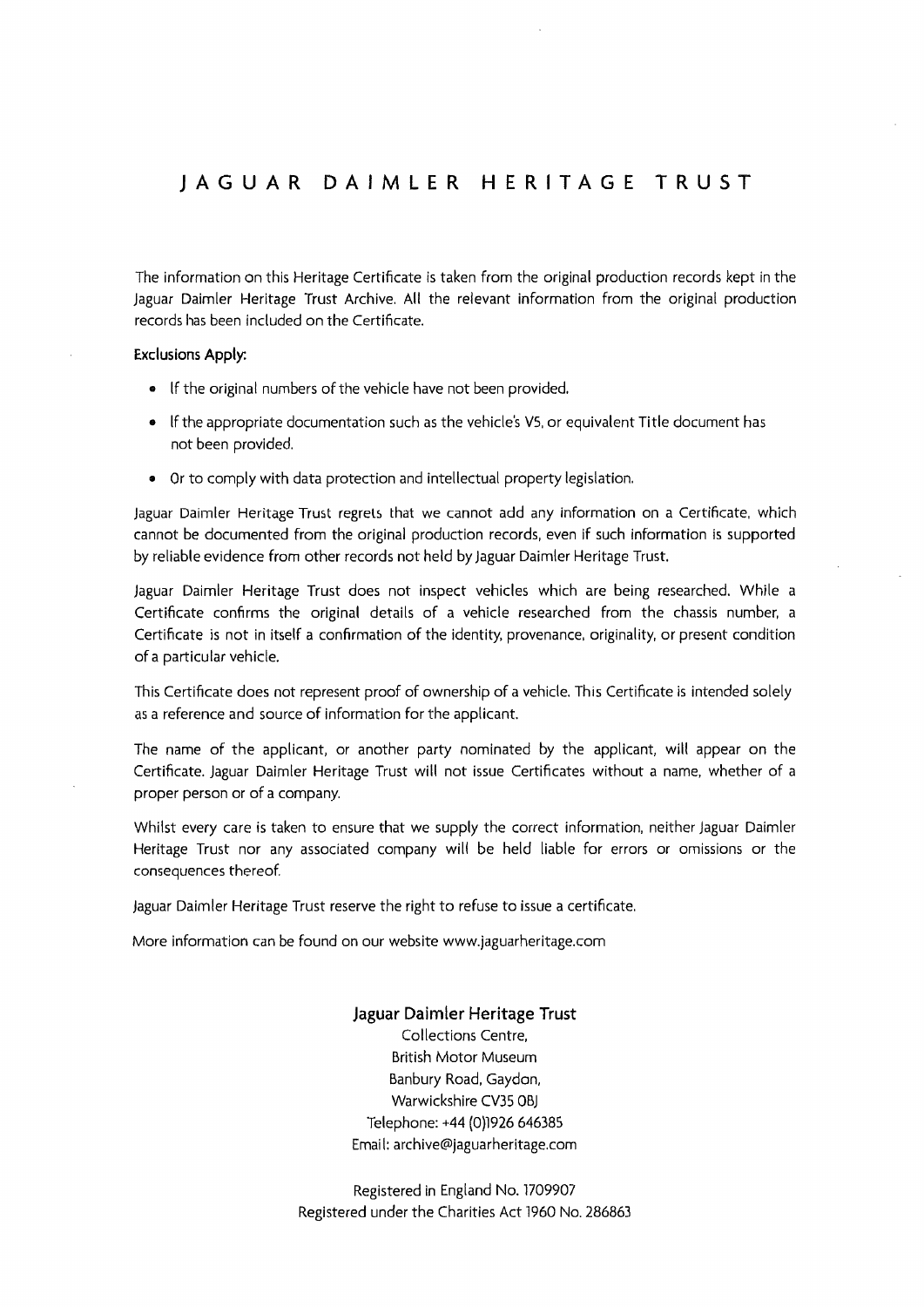# JAGUAR DAIMLER HERITAGE TRUST

The information on this Heritage Certificate is taken from the original production records kept in the Jaguar Daimler Heritage Trust Archive. All the relevant information from the original production records has been included on the Certificate.

**Exclusions Apply:**

- If the original numbers of the vehicle have not been provided.
- If the appropriate documentation such as the vehicle's V5, or equivalent Title document has not been provided.
- Or to comply with data protection and intellectual property legislation.

Jaguar Daimler Heritage Trust regrets that we cannot add any information on a Certificate, which cannot be documented from the original production records, even if such information is supported by reliable evidence from other records not held by Jaguar Daimler Heritage Trust.

Jaguar Daimler Heritage Trust does not inspect vehicles which are being researched. While a Certificate confirms the original details of a vehicle researched from the chassis number, a Certificate is not in itself a confirmation of the identity, provenance, originality, or present condition of a particular vehicle.

This Certificate does not represent proof of ownership of a vehicle. This Certificate is intended solely as a reference and source of information for the applicant.

The name of the applicant, or another party nominated by the applicant, will appear on the Certificate. Jaguar Daimler Heritage Trust will not issue Certificates without a name, whether of a proper person or of a company.

Whilst every care is taken to ensure that we supply the correct information, neither Jaguar Daimler Heritage Trust nor any associated company will be held liable for errors or omissions or the consequences thereof.

Jaguar Daimler Heritage Trust reserve the right to refuse to issue a certificate.

More information can be found on our website www.jaguarheritage.com

**Jaguar Daimler Heritage Trust**
Collections Centre,
British Motor Museum
Banbury Road, Gaydon,
Warwickshire CV35 0BJ
Telephone: +44 (0)1926 646385
Email: archive@jaguarheritage.com

Registered in England No. 1709907
Registered under the Charities Act 1960 No. 286863